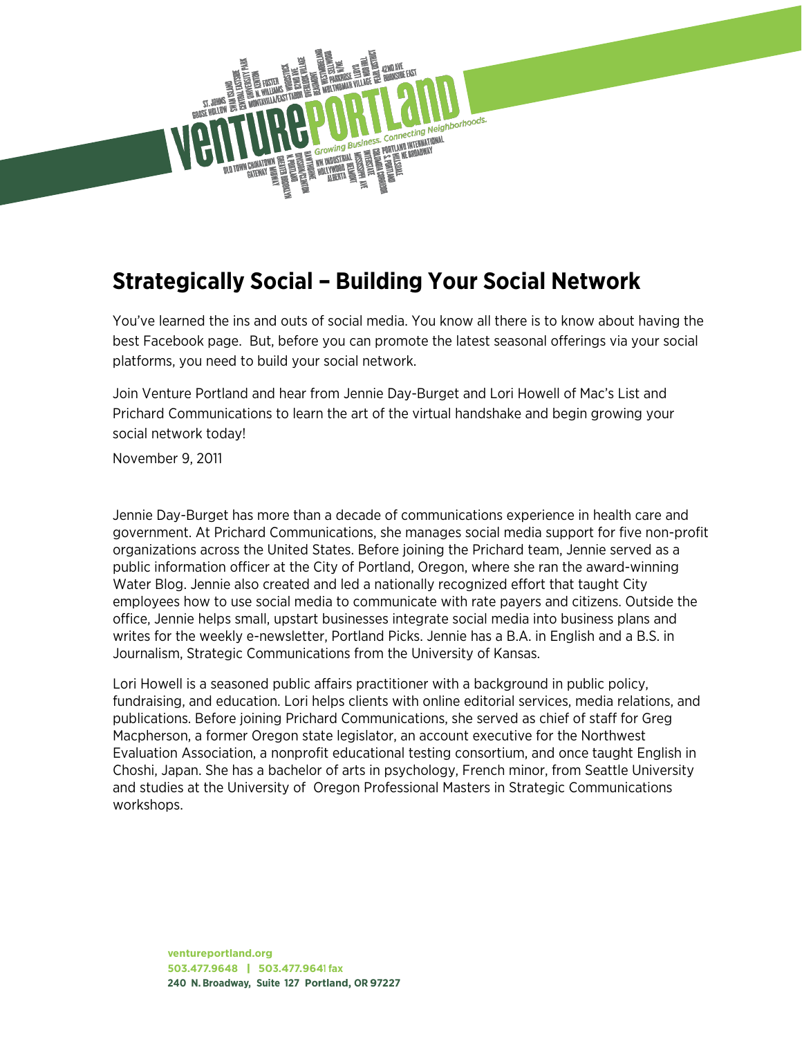# Strategically Social – Building Your Social Network

You've learned the ins and outs of social media. You know all there is to know about having the best Facebook page. But, before you can promote the latest seasonal offerings via your social platforms, you need to build your social network.

Join Venture Portland and hear from Jennie Day-Burget and Lori Howell of Mac's List and Prichard Communications to learn the art of the virtual handshake and begin growing your social network today!

November 9, 2011

Jennie Day-Burget has more than a decade of communications experience in health care and government. At Prichard Communications, she manages social media support for five non-profit organizations across the United States. Before joining the Prichard team, Jennie served as a public information officer at the City of Portland, Oregon, where she ran the award-winning Water Blog. Jennie also created and led a nationally recognized effort that taught City employees how to use social media to communicate with rate payers and citizens. Outside the office, Jennie helps small, upstart businesses integrate social media into business plans and writes for the weekly e-newsletter, Portland Picks. Jennie has a B.A. in English and a B.S. in Journalism, Strategic Communications from the University of Kansas.

Lori Howell is a seasoned public affairs practitioner with a background in public policy, fundraising, and education. Lori helps clients with online editorial services, media relations, and publications. Before joining Prichard Communications, she served as chief of staff for Greg Macpherson, a former Oregon state legislator, an account executive for the Northwest Evaluation Association, a nonprofit educational testing consortium, and once taught English in Choshi, Japan. She has a bachelor of arts in psychology, French minor, from Seattle University and studies at the University of Oregon Professional Masters in Strategic Communications workshops.

**ventureportland.org**
**503.477.9648 | 503.477.9641 fax**
**240 N. Broadway, Suite 127 Portland, OR 97227**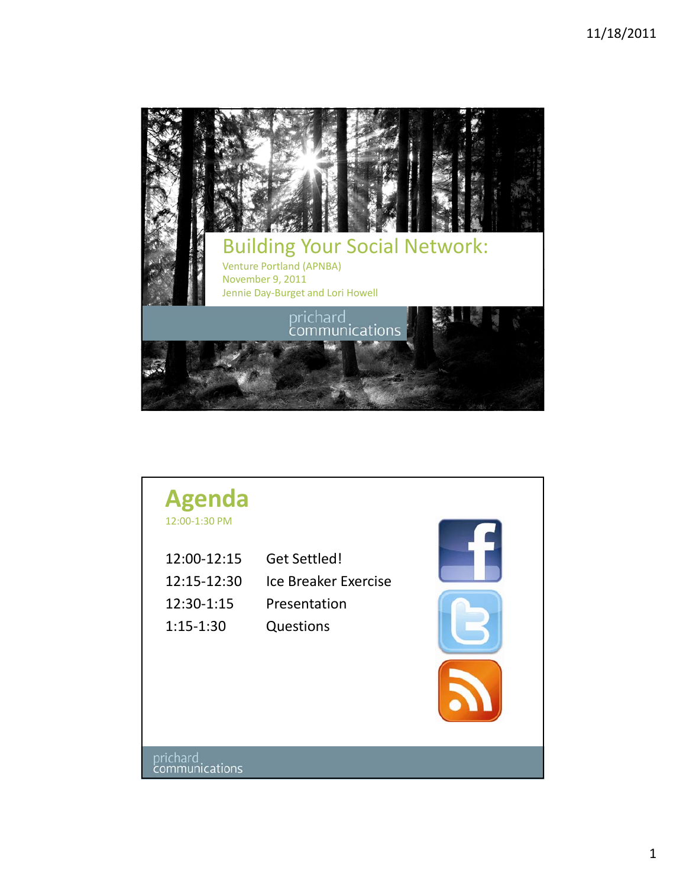# Building Your Social Network:

Venture Portland (APNBA)
November 9, 2011
Jennie Day-Burget and Lori Howell

prichard communications

## Agenda

12:00-1:30 PM

| | |
|---|---|
| 12:00-12:15 | Get Settled! |
| 12:15-12:30 | Ice Breaker Exercise |
| 12:30-1:15 | Presentation |
| 1:15-1:30 | Questions |

prichard communications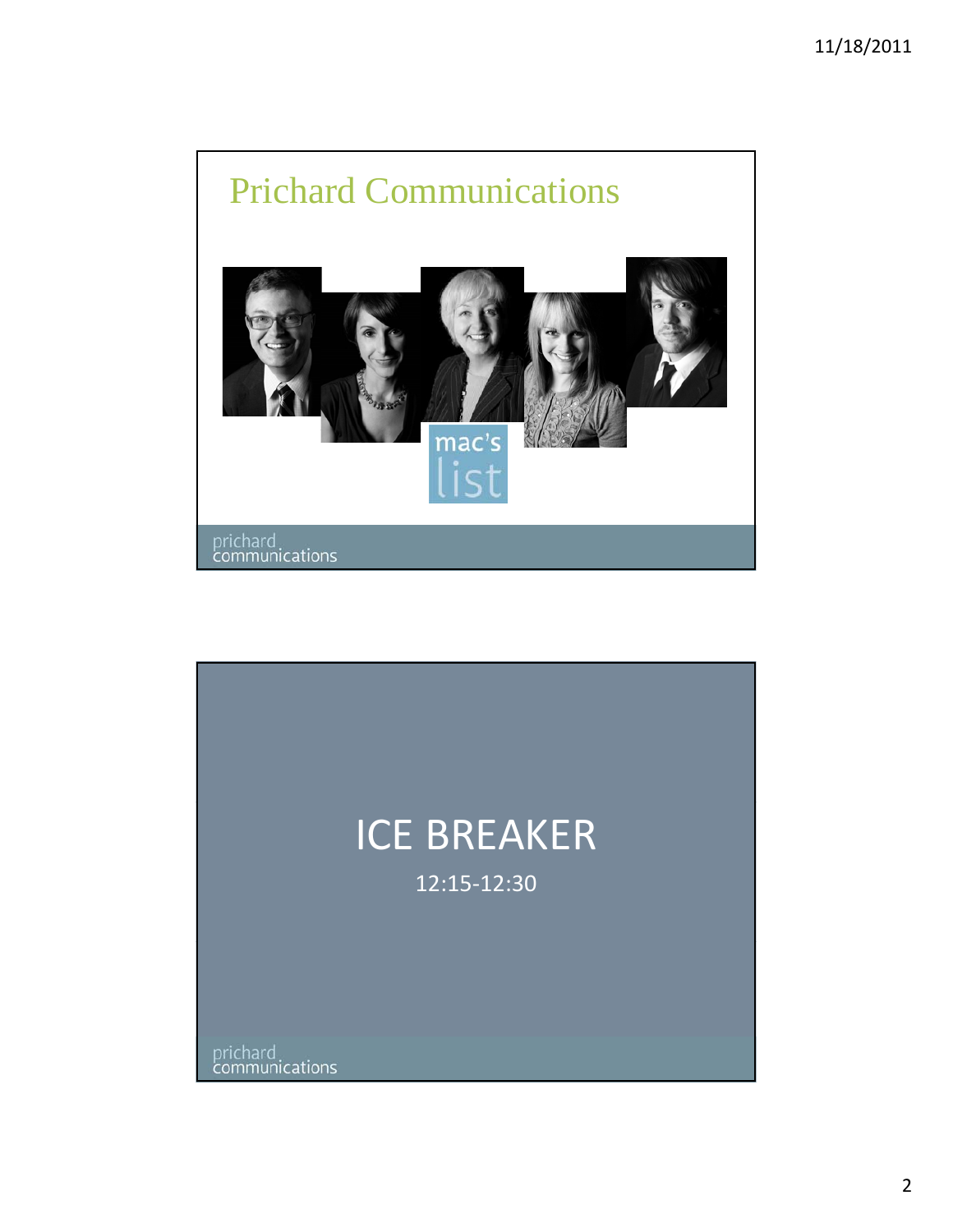# Prichard Communications

mac's list

prichard communications

# ICE BREAKER

12:15-12:30

prichard communications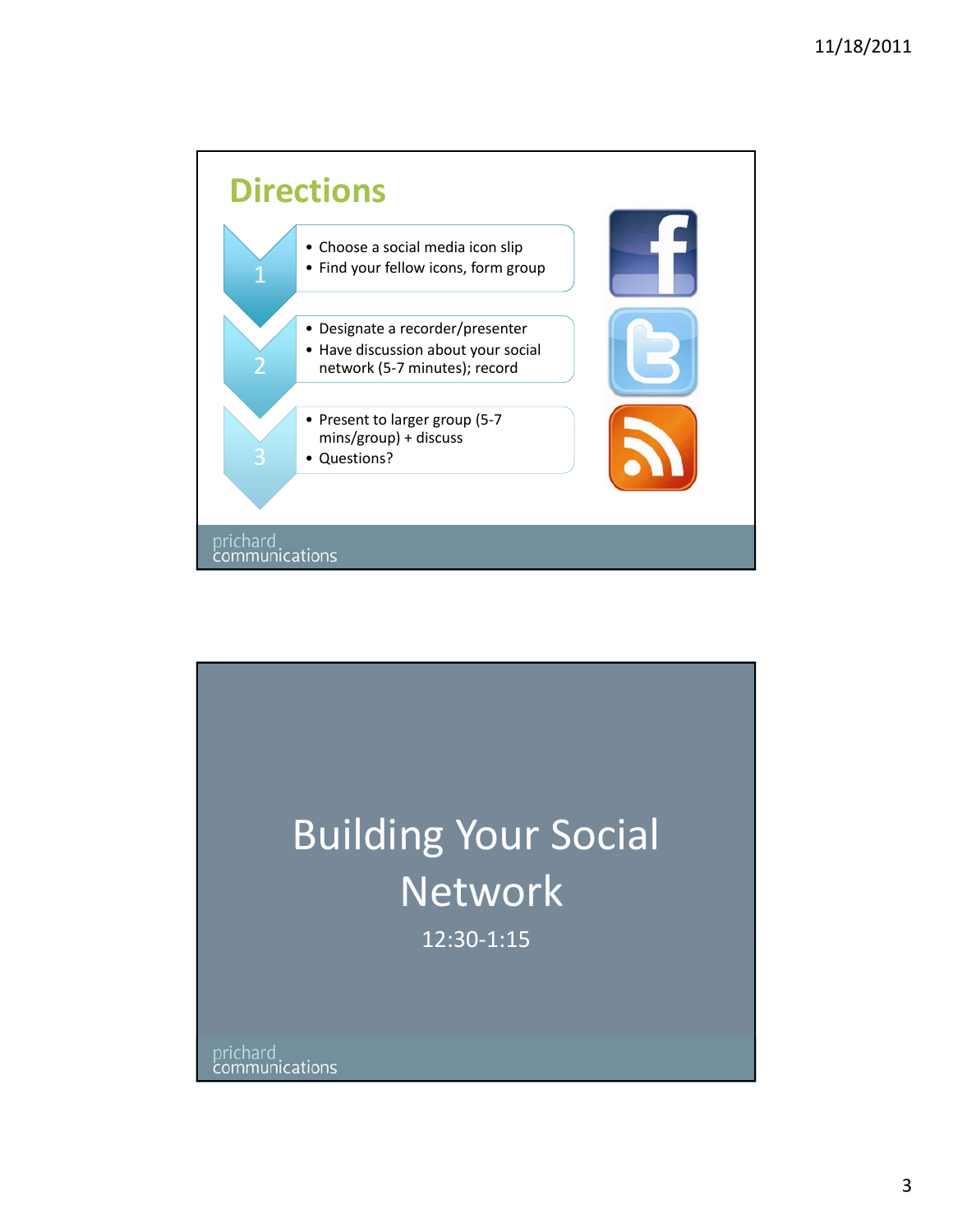## Directions

1
- Choose a social media icon slip
- Find your fellow icons, form group

2
- Designate a recorder/presenter
- Have discussion about your social network (5-7 minutes); record

3
- Present to larger group (5-7 mins/group) + discuss
- Questions?

prichard communications

# Building Your Social Network

12:30-1:15

prichard communications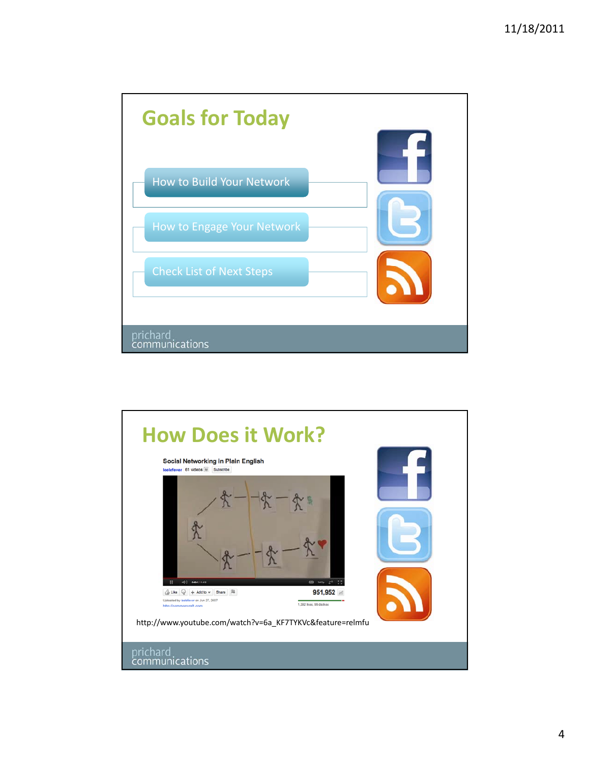## Goals for Today

- How to Build Your Network
- How to Engage Your Network
- Check List of Next Steps

prichard communications

## How Does it Work?

Social Networking in Plain English

http://www.youtube.com/watch?v=6a_KF7TYKVc&feature=relmfu

prichard communications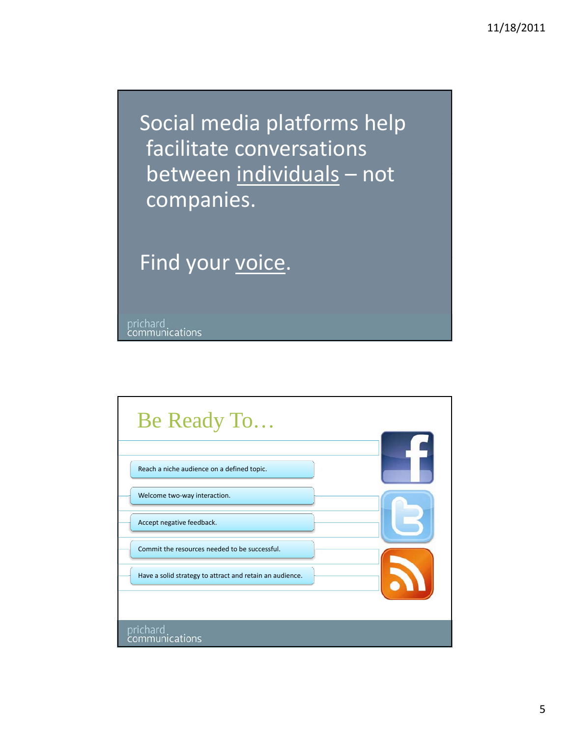Social media platforms help facilitate conversations between individuals – not companies.

Find your voice.

prichard communications

## Be Ready To…

- Reach a niche audience on a defined topic.
- Welcome two-way interaction.
- Accept negative feedback.
- Commit the resources needed to be successful.
- Have a solid strategy to attract and retain an audience.

prichard communications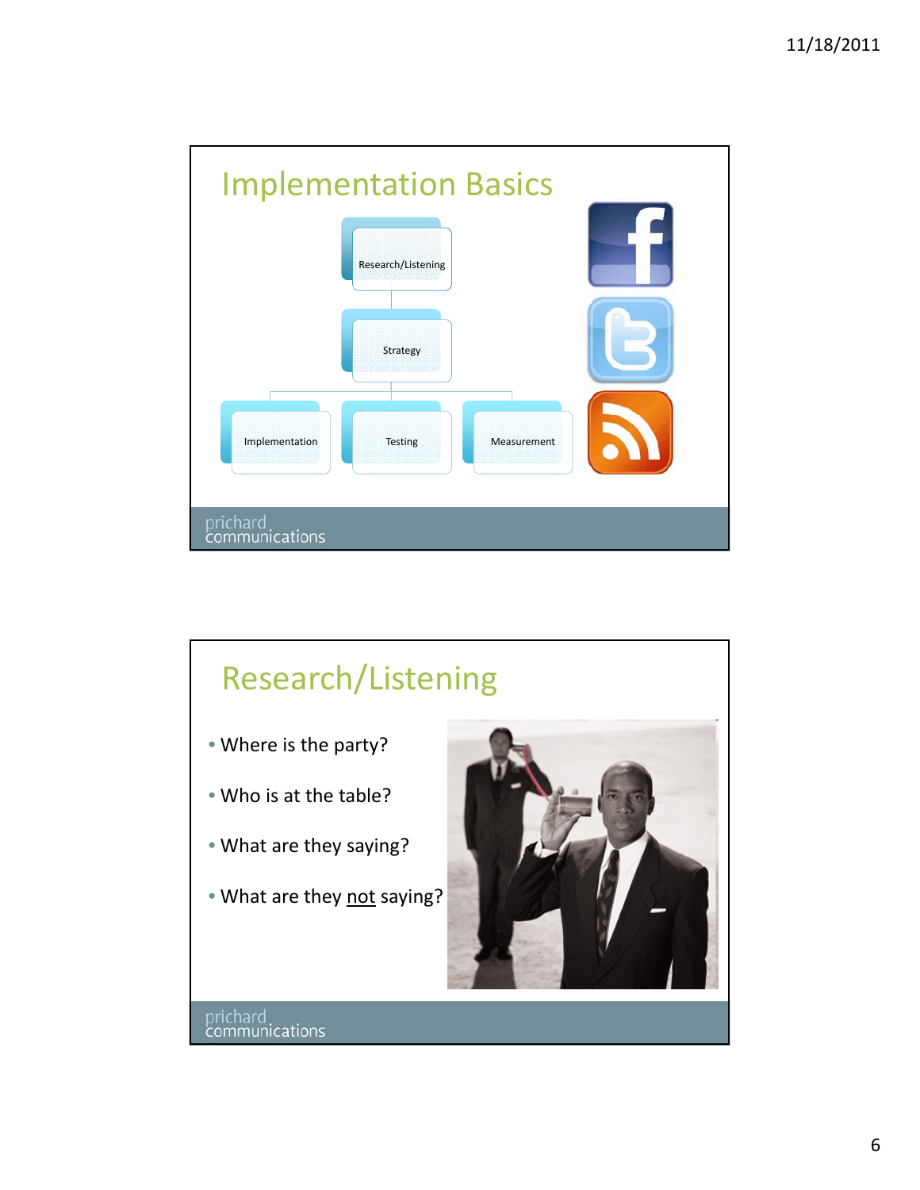## Implementation Basics

- Research/Listening
  - Strategy
    - Implementation
    - Testing
    - Measurement

prichard communications

## Research/Listening

- Where is the party?
- Who is at the table?
- What are they saying?
- What are they not saying?

prichard communications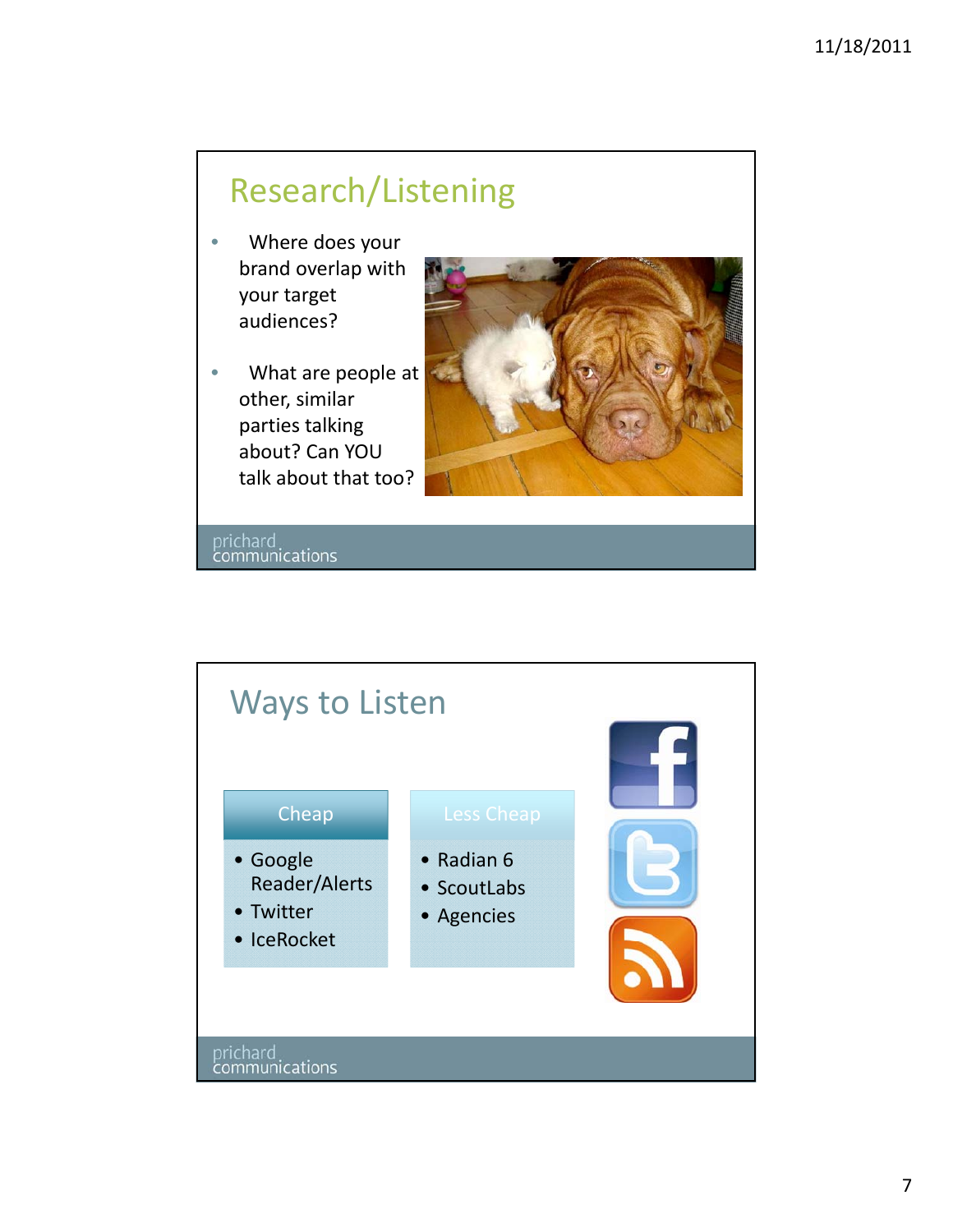## Research/Listening

- Where does your brand overlap with your target audiences?
- What are people at other, similar parties talking about? Can YOU talk about that too?

prichard communications

## Ways to Listen

| Cheap | Less Cheap |
|---|---|
| • Google Reader/Alerts<br>• Twitter<br>• IceRocket | • Radian 6<br>• ScoutLabs<br>• Agencies |

prichard communications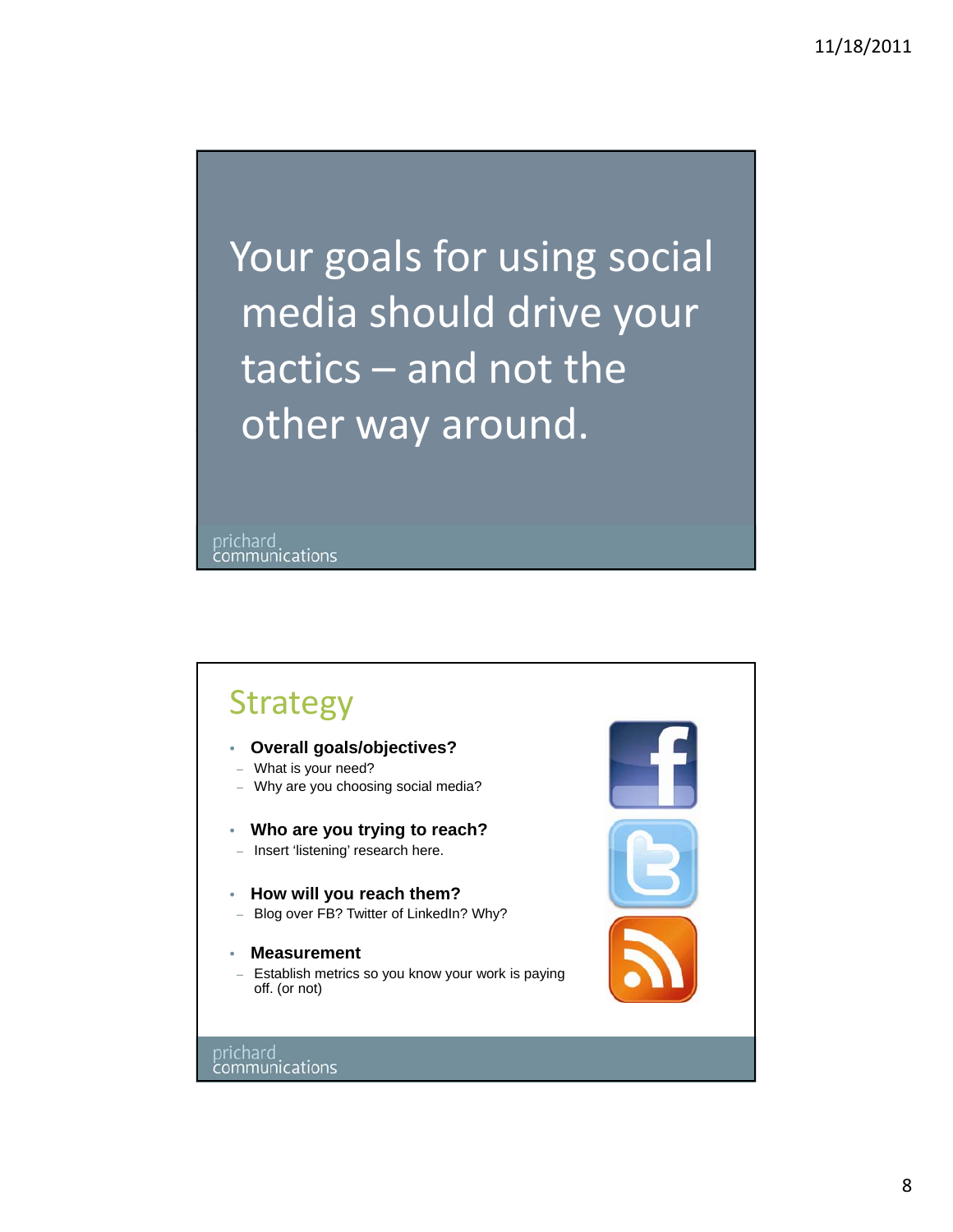Your goals for using social media should drive your tactics – and not the other way around.

prichard communications

## Strategy

- **Overall goals/objectives?**
  - What is your need?
  - Why are you choosing social media?
- **Who are you trying to reach?**
  - Insert 'listening' research here.
- **How will you reach them?**
  - Blog over FB? Twitter of LinkedIn? Why?
- **Measurement**
  - Establish metrics so you know your work is paying off. (or not)

prichard communications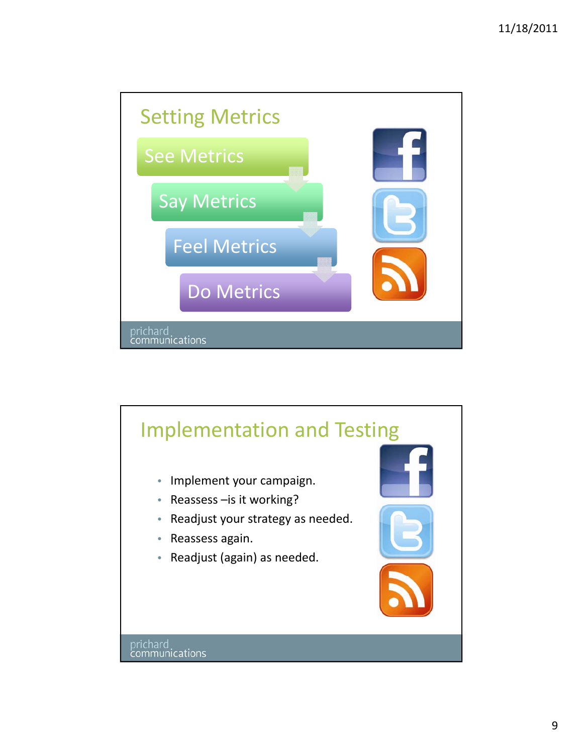## Setting Metrics

- See Metrics
- Say Metrics
- Feel Metrics
- Do Metrics

prichard communications

## Implementation and Testing

- Implement your campaign.
- Reassess –is it working?
- Readjust your strategy as needed.
- Reassess again.
- Readjust (again) as needed.

prichard communications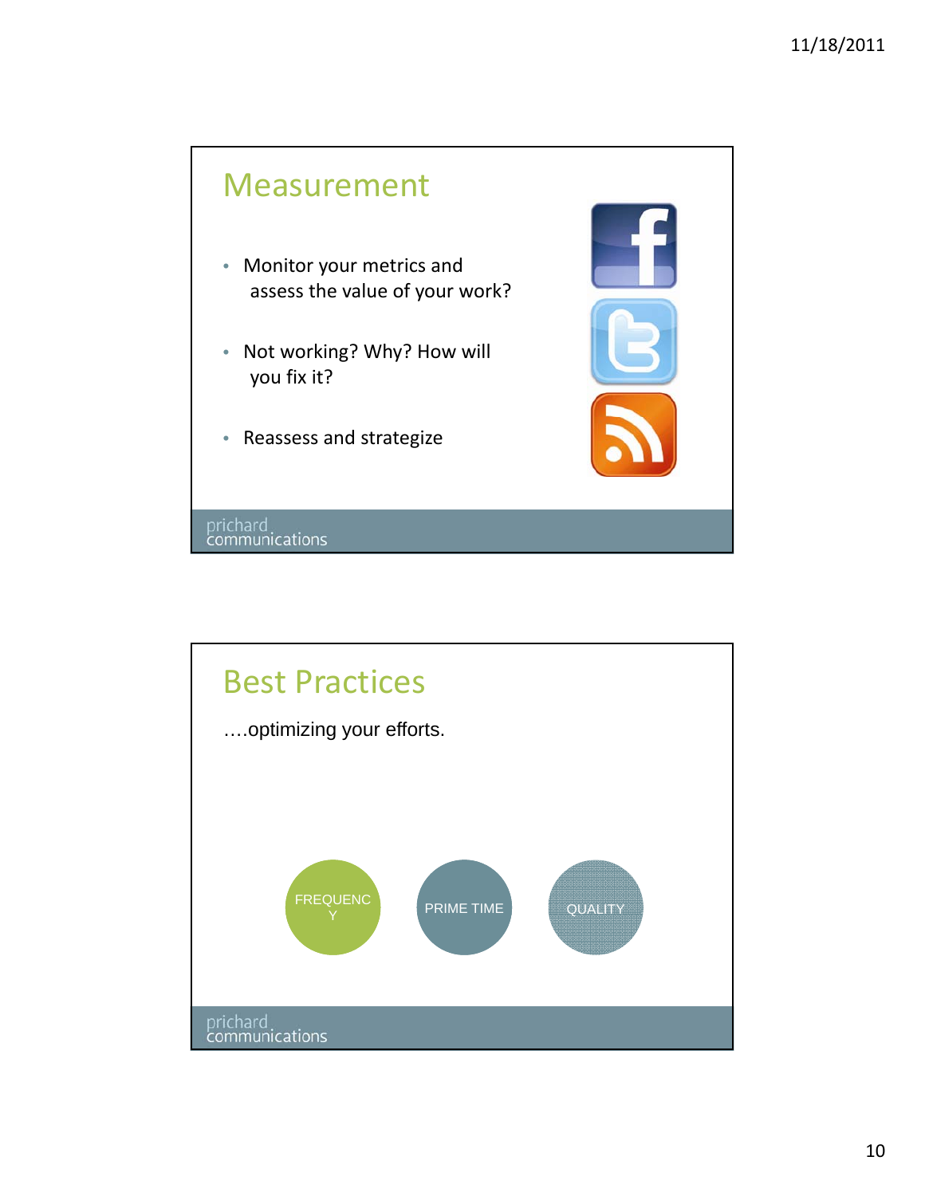## Measurement

- Monitor your metrics and assess the value of your work?
- Not working? Why? How will you fix it?
- Reassess and strategize

prichard communications

## Best Practices

….optimizing your efforts.

FREQUENCY

PRIME TIME

QUALITY

prichard communications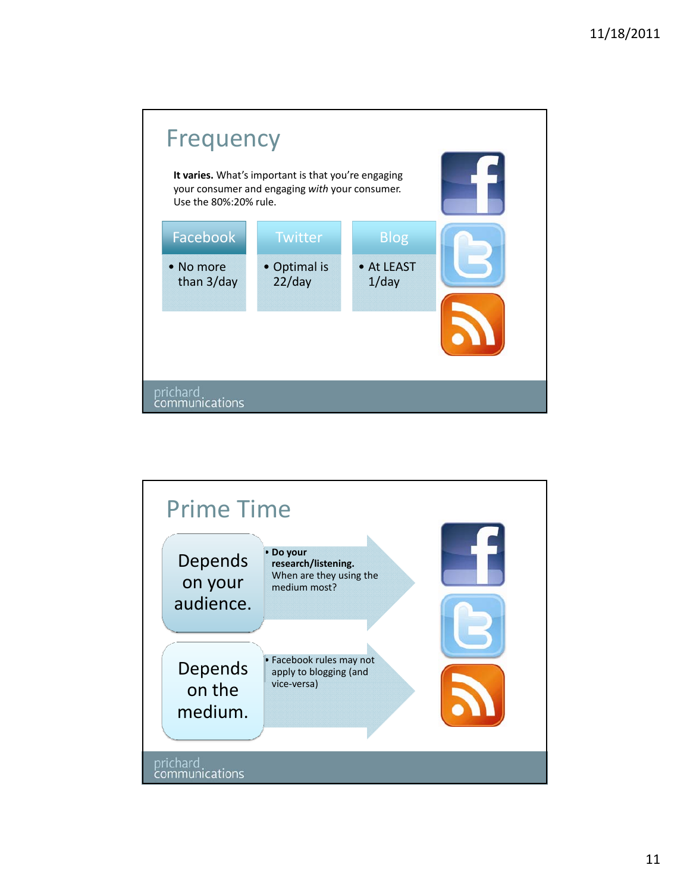## Frequency

**It varies.** What's important is that you're engaging your consumer and engaging *with* your consumer. Use the 80%:20% rule.

| Facebook | Twitter | Blog |
|---|---|---|
| • No more than 3/day | • Optimal is 22/day | • At LEAST 1/day |

prichard communications

## Prime Time

**Depends on your audience.**

- **Do your research/listening.** When are they using the medium most?

**Depends on the medium.**

- Facebook rules may not apply to blogging (and vice-versa)

prichard communications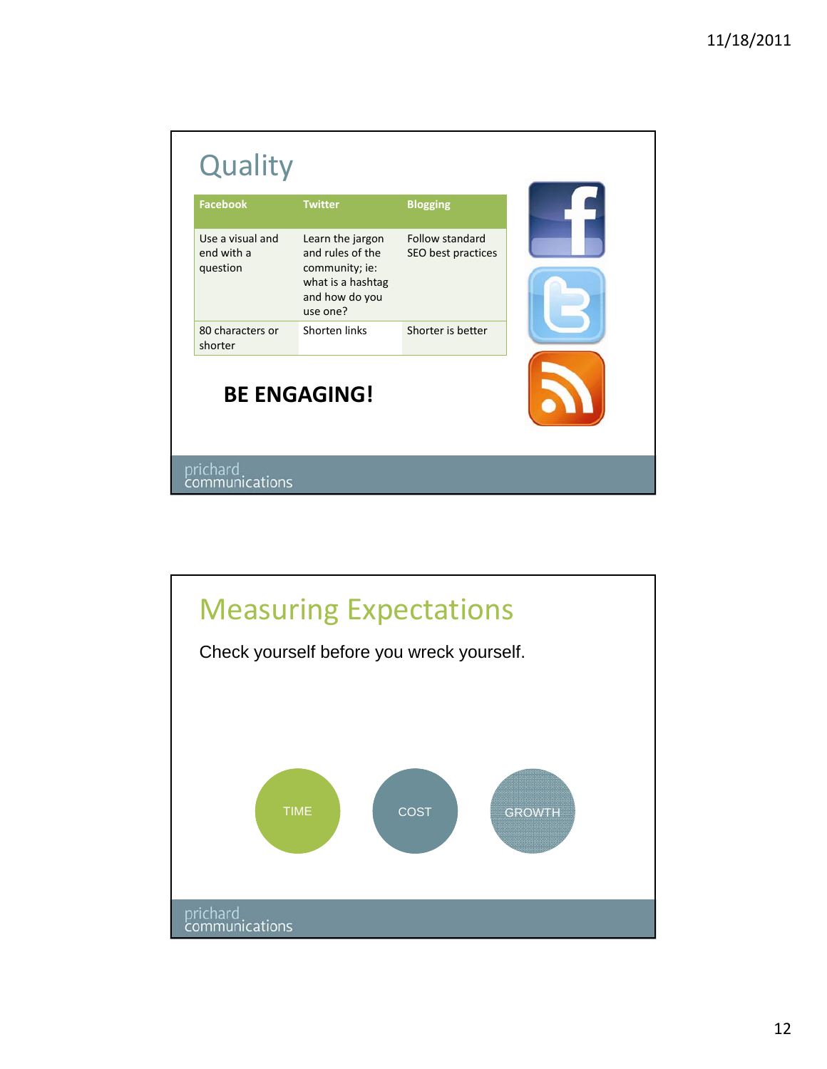# Quality

| Facebook | Twitter | Blogging |
|---|---|---|
| Use a visual and end with a question | Learn the jargon and rules of the community; ie: what is a hashtag and how do you use one? | Follow standard SEO best practices |
| 80 characters or shorter | Shorten links | Shorter is better |

**BE ENGAGING!**

prichard communications

# Measuring Expectations

Check yourself before you wreck yourself.

TIME

COST

GROWTH

prichard communications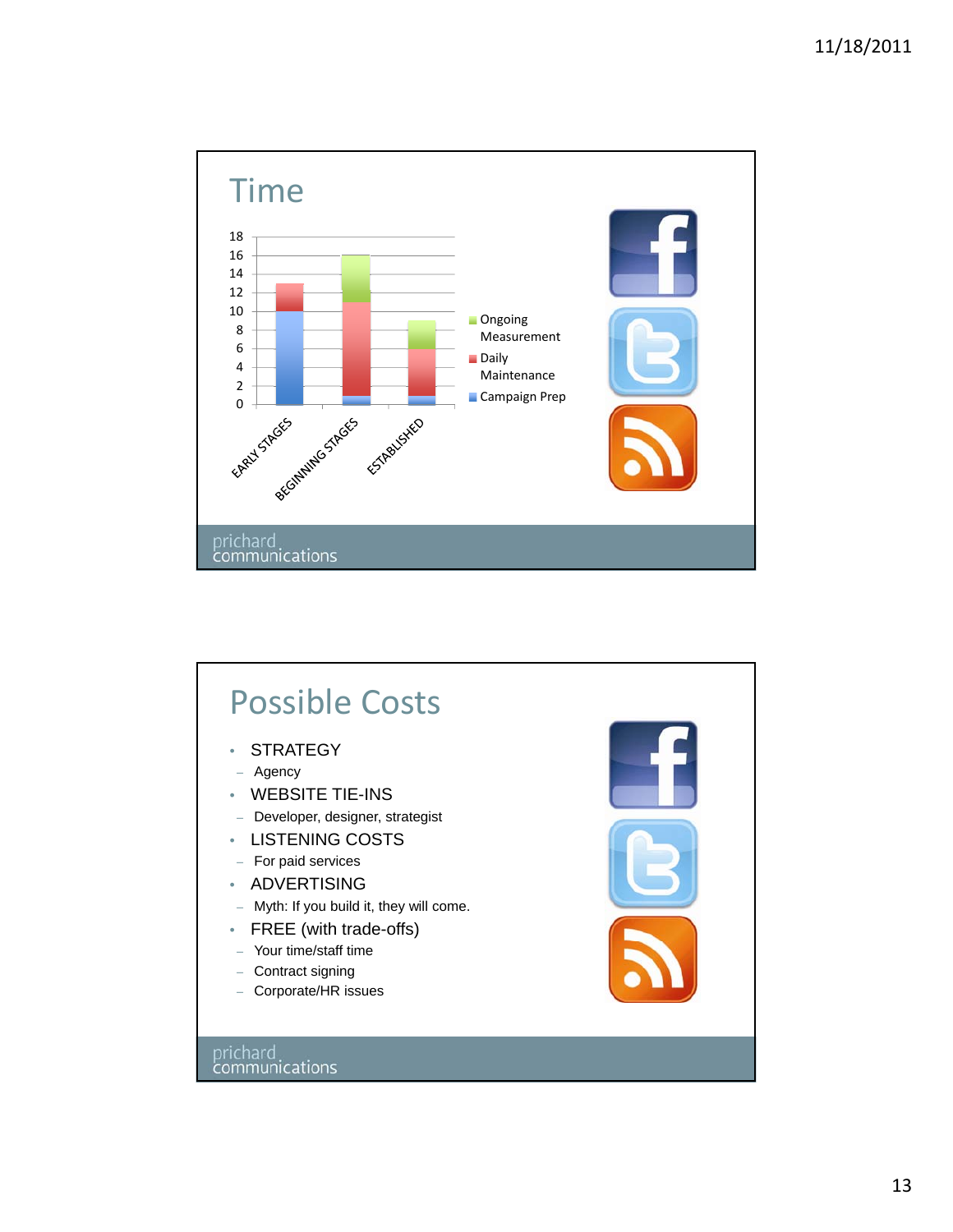# Time

| | Campaign Prep | Daily Maintenance | Ongoing Measurement |
|---|---|---|---|
| EARLY STAGES | 10 | 3 | 0 |
| BEGINNING STAGES | 1 | 10 | 5 |
| ESTABLISHED | 1 | 5 | 3 |

prichard communications

# Possible Costs

- STRATEGY
  - Agency
- WEBSITE TIE-INS
  - Developer, designer, strategist
- LISTENING COSTS
  - For paid services
- ADVERTISING
  - Myth: If you build it, they will come.
- FREE (with trade-offs)
  - Your time/staff time
  - Contract signing
  - Corporate/HR issues

prichard communications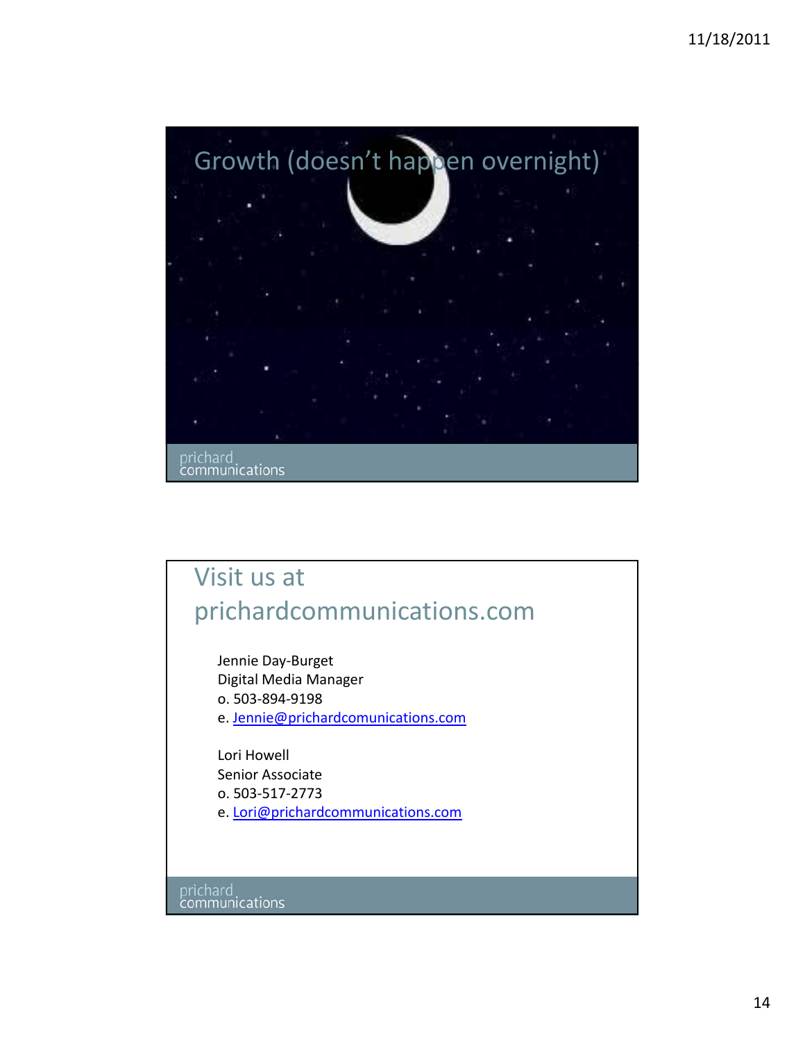## Growth (doesn't happen overnight)

prichard communications

## Visit us at prichardcommunications.com

Jennie Day-Burget
Digital Media Manager
o. 503-894-9198
e. Jennie@prichardcomunications.com

Lori Howell
Senior Associate
o. 503-517-2773
e. Lori@prichardcommunications.com

prichard communications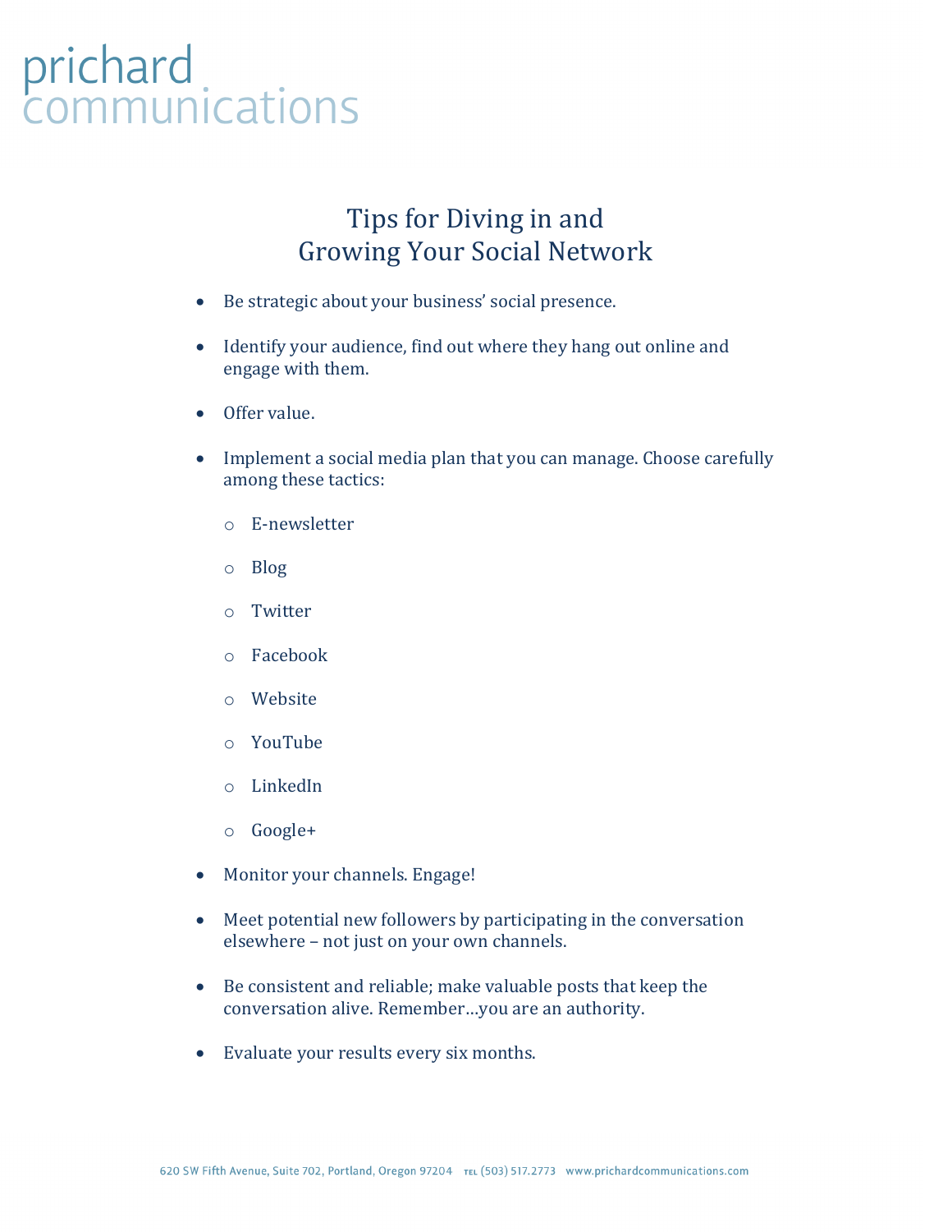prichard
communications

# Tips for Diving in and Growing Your Social Network

- Be strategic about your business' social presence.
- Identify your audience, find out where they hang out online and engage with them.
- Offer value.
- Implement a social media plan that you can manage. Choose carefully among these tactics:
  - E-newsletter
  - Blog
  - Twitter
  - Facebook
  - Website
  - YouTube
  - LinkedIn
  - Google+
- Monitor your channels. Engage!
- Meet potential new followers by participating in the conversation elsewhere – not just on your own channels.
- Be consistent and reliable; make valuable posts that keep the conversation alive. Remember…you are an authority.
- Evaluate your results every six months.

620 SW Fifth Avenue, Suite 702, Portland, Oregon 97204 TEL (503) 517.2773 www.prichardcommunications.com